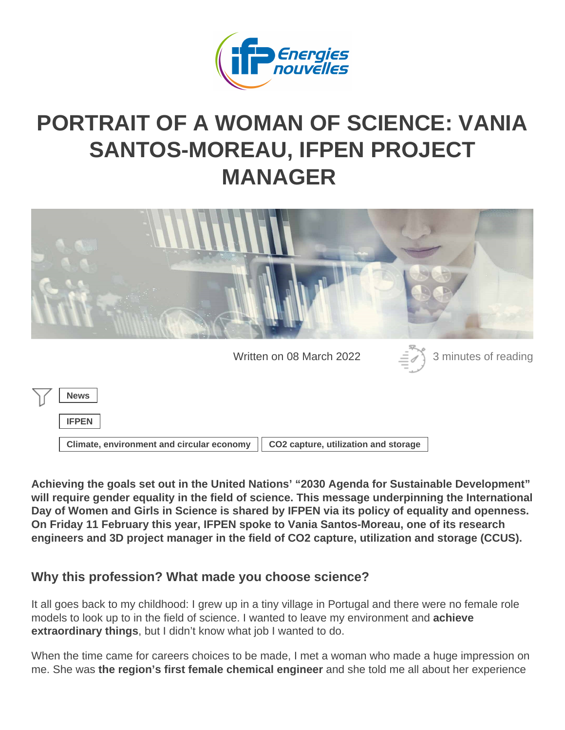# PORTRAIT OF A WOMAN OF SCIENCE: VANIA SANTOS-MOREAU, IFPEN PROJECT MANAGER

Written on 08 March 2022

3 minutes of reading

News

IFPEN

Climate, environment and circular economy | CO2 capture, utilization and storage

**Achieving the goals set out in the United Nations' "2030 Agenda for Sustainable Development" will require gender equality in the field of science. This message underpinning the International Day of Women and Girls in Science is shared by IFPEN via its policy of equality and openness. On Friday 11 February this year, IFPEN spoke to Vania Santos-Moreau, one of its research engineers and 3D project manager in the field of CO2 capture, utilization and storage (CCUS).**

## Why this profession? What made you choose science?

It all goes back to my childhood: I grew up in a tiny village in Portugal and there were no female role models to look up to in the field of science. I wanted to leave my environment and **achieve extraordinary things**, but I didn't know what job I wanted to do.

When the time came for careers choices to be made, I met a woman who made a huge impression on me. She was **the region's first female chemical engineer** and she told me all about her experience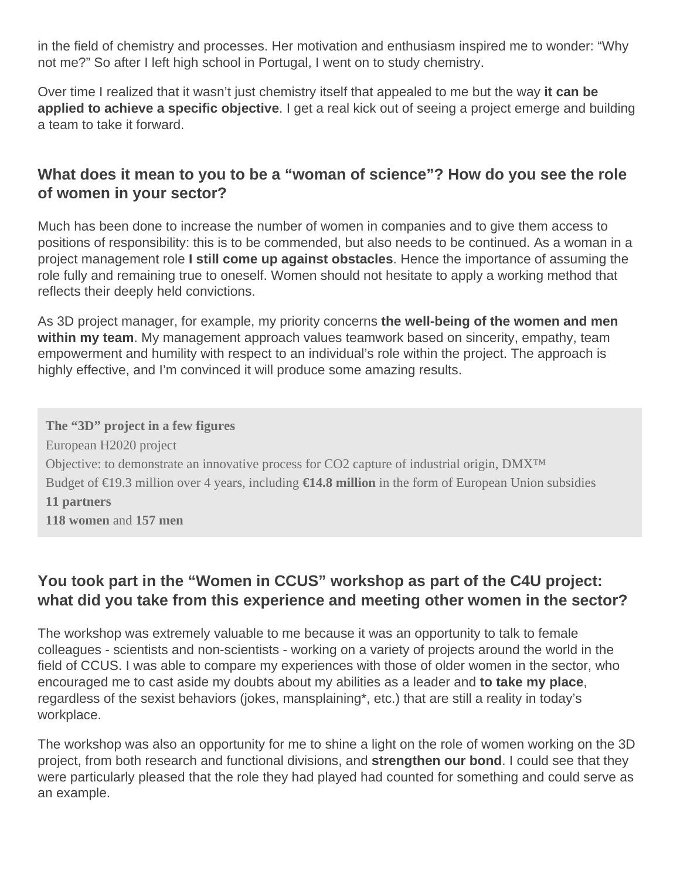in the field of chemistry and processes. Her motivation and enthusiasm inspired me to wonder: “Why not me?” So after I left high school in Portugal, I went on to study chemistry.

Over time I realized that it wasn’t just chemistry itself that appealed to me but the way **it can be applied to achieve a specific objective**. I get a real kick out of seeing a project emerge and building a team to take it forward.

## What does it mean to you to be a “woman of science”? How do you see the role of women in your sector?

Much has been done to increase the number of women in companies and to give them access to positions of responsibility: this is to be commended, but also needs to be continued. As a woman in a project management role **I still come up against obstacles**. Hence the importance of assuming the role fully and remaining true to oneself. Women should not hesitate to apply a working method that reflects their deeply held convictions.

As 3D project manager, for example, my priority concerns **the well-being of the women and men within my team**. My management approach values teamwork based on sincerity, empathy, team empowerment and humility with respect to an individual’s role within the project. The approach is highly effective, and I’m convinced it will produce some amazing results.

**The “3D” project in a few figures**

European H2020 project

Objective: to demonstrate an innovative process for $CO_2$ capture of industrial origin, DMX™

Budget of €19.3 million over 4 years, including **€14.8 million** in the form of European Union subsidies

**11 partners**

**118 women** and **157 men**

## You took part in the “Women in CCUS” workshop as part of the C4U project: what did you take from this experience and meeting other women in the sector?

The workshop was extremely valuable to me because it was an opportunity to talk to female colleagues - scientists and non-scientists - working on a variety of projects around the world in the field of CCUS. I was able to compare my experiences with those of older women in the sector, who encouraged me to cast aside my doubts about my abilities as a leader and **to take my place**, regardless of the sexist behaviors (jokes, mansplaining*, etc.) that are still a reality in today’s workplace.

The workshop was also an opportunity for me to shine a light on the role of women working on the 3D project, from both research and functional divisions, and **strengthen our bond**. I could see that they were particularly pleased that the role they had played had counted for something and could serve as an example.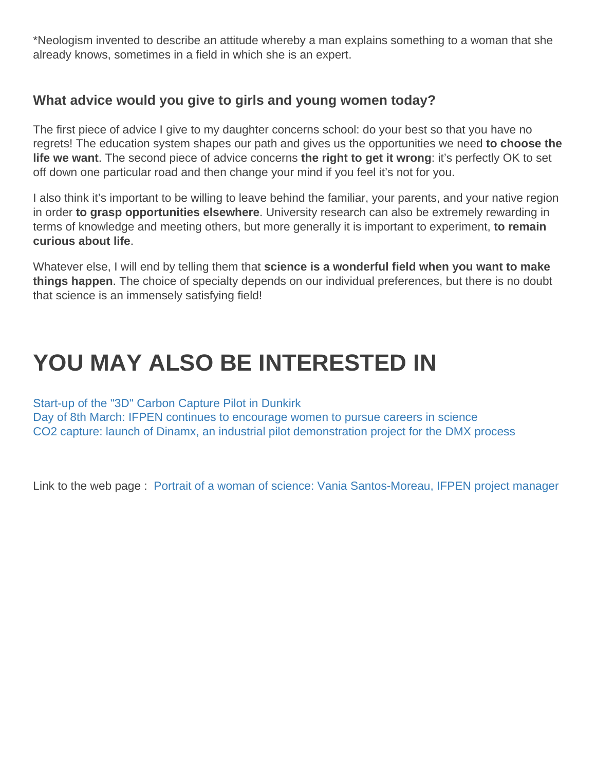*Neologism invented to describe an attitude whereby a man explains something to a woman that she already knows, sometimes in a field in which she is an expert.

### What advice would you give to girls and young women today?

The first piece of advice I give to my daughter concerns school: do your best so that you have no regrets! The education system shapes our path and gives us the opportunities we need **to choose the life we want**. The second piece of advice concerns **the right to get it wrong**: it's perfectly OK to set off down one particular road and then change your mind if you feel it's not for you.

I also think it's important to be willing to leave behind the familiar, your parents, and your native region in order **to grasp opportunities elsewhere**. University research can also be extremely rewarding in terms of knowledge and meeting others, but more generally it is important to experiment, **to remain curious about life**.

Whatever else, I will end by telling them that **science is a wonderful field when you want to make things happen**. The choice of specialty depends on our individual preferences, but there is no doubt that science is an immensely satisfying field!

# YOU MAY ALSO BE INTERESTED IN

Start-up of the "3D" Carbon Capture Pilot in Dunkirk
Day of 8th March: IFPEN continues to encourage women to pursue careers in science
CO2 capture: launch of Dinamx, an industrial pilot demonstration project for the DMX process

Link to the web page : Portrait of a woman of science: Vania Santos-Moreau, IFPEN project manager